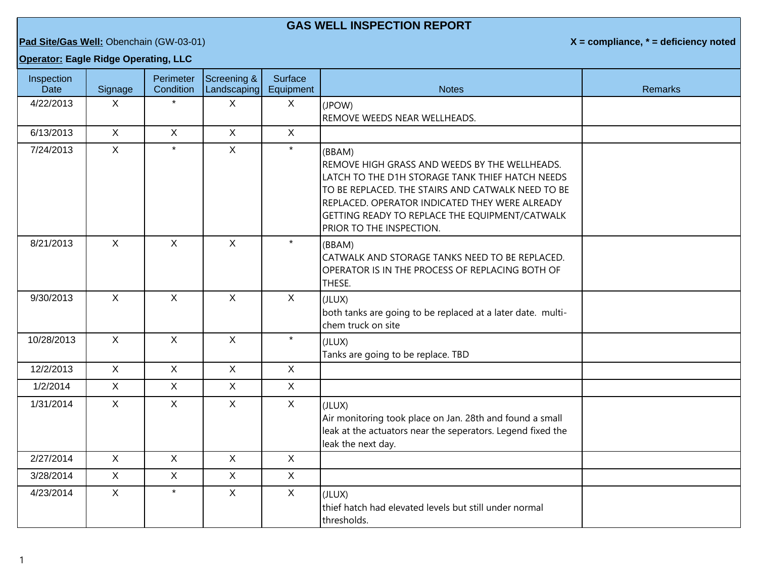# GAS WELL INSPECTION REPORT

**Pad Site/Gas Well:** Obenchain (GW-03-01)

**X = compliance, * = deficiency noted**

**Operator: Eagle Ridge Operating, LLC**

| Inspection Date | Signage | Perimeter Condition | Screening & Landscaping | Surface Equipment | Notes | Remarks |
|---|---|---|---|---|---|---|
| 4/22/2013 | X | * | X | X | (JPOW)<br>REMOVE WEEDS NEAR WELLHEADS. | |
| 6/13/2013 | X | X | X | X | | |
| 7/24/2013 | X | * | X | * | (BBAM)<br>REMOVE HIGH GRASS AND WEEDS BY THE WELLHEADS. LATCH TO THE D1H STORAGE TANK THIEF HATCH NEEDS TO BE REPLACED. THE STAIRS AND CATWALK NEED TO BE REPLACED. OPERATOR INDICATED THEY WERE ALREADY GETTING READY TO REPLACE THE EQUIPMENT/CATWALK PRIOR TO THE INSPECTION. | |
| 8/21/2013 | X | X | X | * | (BBAM)<br>CATWALK AND STORAGE TANKS NEED TO BE REPLACED. OPERATOR IS IN THE PROCESS OF REPLACING BOTH OF THESE. | |
| 9/30/2013 | X | X | X | X | (JLUX)<br>both tanks are going to be replaced at a later date. multi-chem truck on site | |
| 10/28/2013 | X | X | X | * | (JLUX)<br>Tanks are going to be replace. TBD | |
| 12/2/2013 | X | X | X | X | | |
| 1/2/2014 | X | X | X | X | | |
| 1/31/2014 | X | X | X | X | (JLUX)<br>Air monitoring took place on Jan. 28th and found a small leak at the actuators near the seperators. Legend fixed the leak the next day. | |
| 2/27/2014 | X | X | X | X | | |
| 3/28/2014 | X | X | X | X | | |
| 4/23/2014 | X | * | X | X | (JLUX)<br>thief hatch had elevated levels but still under normal thresholds. | |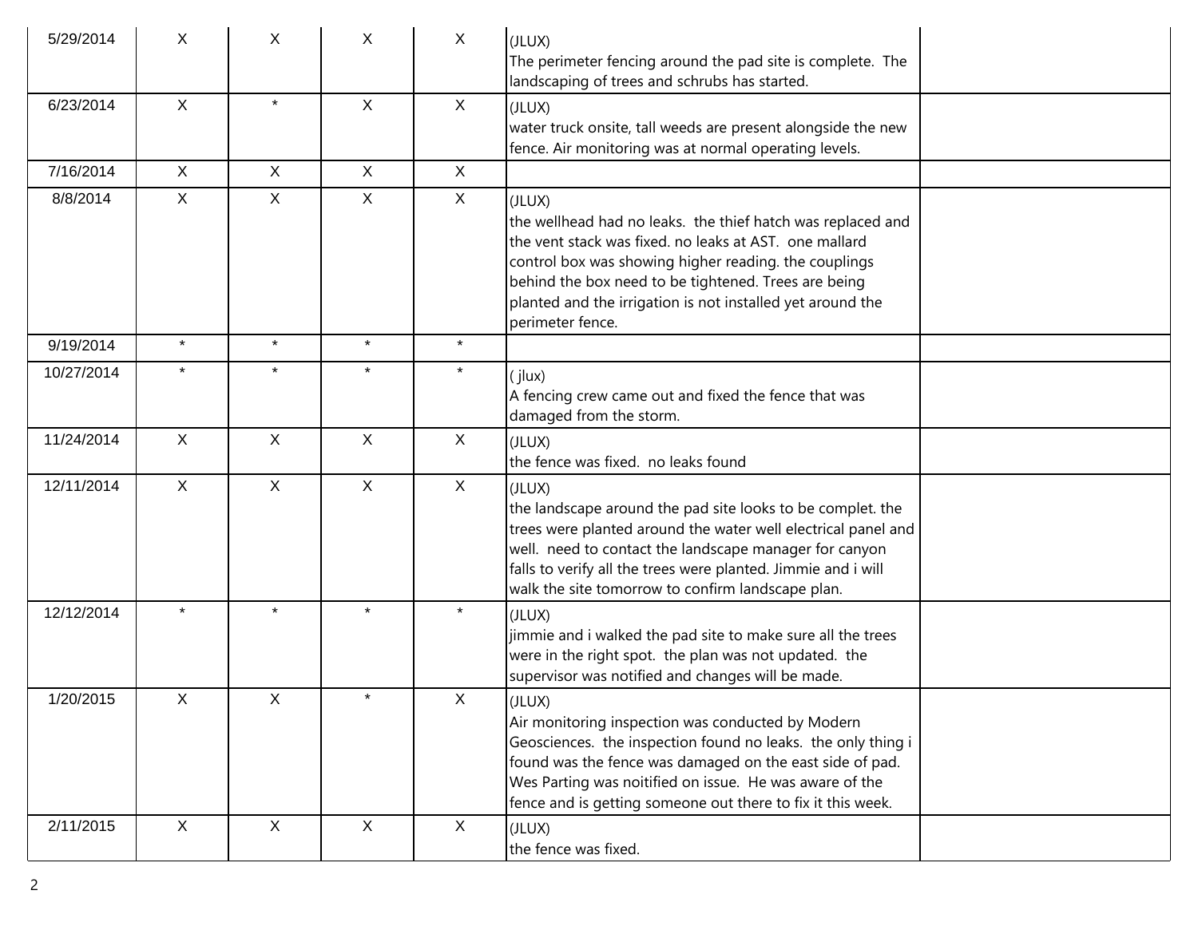| | | | | | | |
|---|---|---|---|---|---|---|
| 5/29/2014 | X | X | X | X | (JLUX)<br>The perimeter fencing around the pad site is complete. The landscaping of trees and schrubs has started. | |
| 6/23/2014 | X | * | X | X | (JLUX)<br>water truck onsite, tall weeds are present alongside the new fence. Air monitoring was at normal operating levels. | |
| 7/16/2014 | X | X | X | X | | |
| 8/8/2014 | X | X | X | X | (JLUX)<br>the wellhead had no leaks. the thief hatch was replaced and the vent stack was fixed. no leaks at AST. one mallard control box was showing higher reading. the couplings behind the box need to be tightened. Trees are being planted and the irrigation is not installed yet around the perimeter fence. | |
| 9/19/2014 | * | * | * | * | | |
| 10/27/2014 | * | * | * | * | ( jlux)<br>A fencing crew came out and fixed the fence that was damaged from the storm. | |
| 11/24/2014 | X | X | X | X | (JLUX)<br>the fence was fixed. no leaks found | |
| 12/11/2014 | X | X | X | X | (JLUX)<br>the landscape around the pad site looks to be complet. the trees were planted around the water well electrical panel and well. need to contact the landscape manager for canyon falls to verify all the trees were planted. Jimmie and i will walk the site tomorrow to confirm landscape plan. | |
| 12/12/2014 | * | * | * | * | (JLUX)<br>jimmie and i walked the pad site to make sure all the trees were in the right spot. the plan was not updated. the supervisor was notified and changes will be made. | |
| 1/20/2015 | X | X | * | X | (JLUX)<br>Air monitoring inspection was conducted by Modern Geosciences. the inspection found no leaks. the only thing i found was the fence was damaged on the east side of pad. Wes Parting was noitified on issue. He was aware of the fence and is getting someone out there to fix it this week. | |
| 2/11/2015 | X | X | X | X | (JLUX)<br>the fence was fixed. | |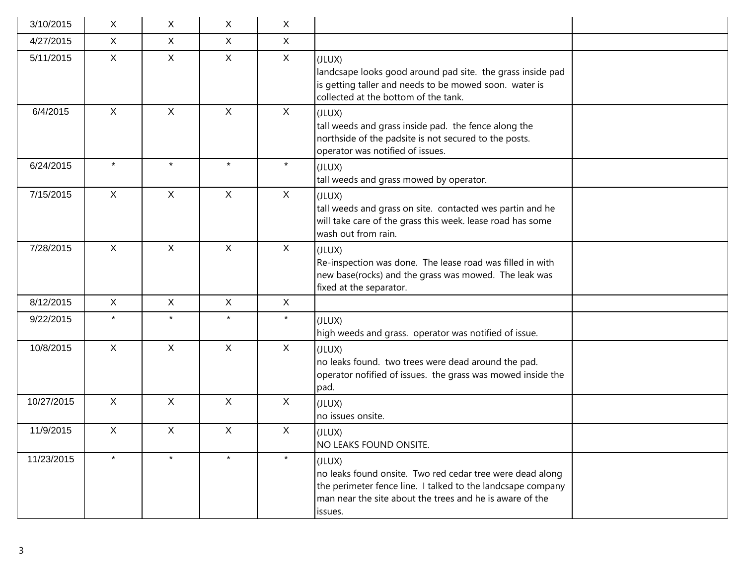| | | | | | | |
|---|---|---|---|---|---|---|
| 3/10/2015 | X | X | X | X | | |
| 4/27/2015 | X | X | X | X | | |
| 5/11/2015 | X | X | X | X | (JLUX)<br>landcsape looks good around pad site. the grass inside pad is getting taller and needs to be mowed soon. water is collected at the bottom of the tank. | |
| 6/4/2015 | X | X | X | X | (JLUX)<br>tall weeds and grass inside pad. the fence along the northside of the padsite is not secured to the posts. operator was notified of issues. | |
| 6/24/2015 | * | * | * | * | (JLUX)<br>tall weeds and grass mowed by operator. | |
| 7/15/2015 | X | X | X | X | (JLUX)<br>tall weeds and grass on site. contacted wes partin and he will take care of the grass this week. lease road has some wash out from rain. | |
| 7/28/2015 | X | X | X | X | (JLUX)<br>Re-inspection was done. The lease road was filled in with new base(rocks) and the grass was mowed. The leak was fixed at the separator. | |
| 8/12/2015 | X | X | X | X | | |
| 9/22/2015 | * | * | * | * | (JLUX)<br>high weeds and grass. operator was notified of issue. | |
| 10/8/2015 | X | X | X | X | (JLUX)<br>no leaks found. two trees were dead around the pad. operator nofified of issues. the grass was mowed inside the pad. | |
| 10/27/2015 | X | X | X | X | (JLUX)<br>no issues onsite. | |
| 11/9/2015 | X | X | X | X | (JLUX)<br>NO LEAKS FOUND ONSITE. | |
| 11/23/2015 | * | * | * | * | (JLUX)<br>no leaks found onsite. Two red cedar tree were dead along the perimeter fence line. I talked to the landcsape company man near the site about the trees and he is aware of the issues. | |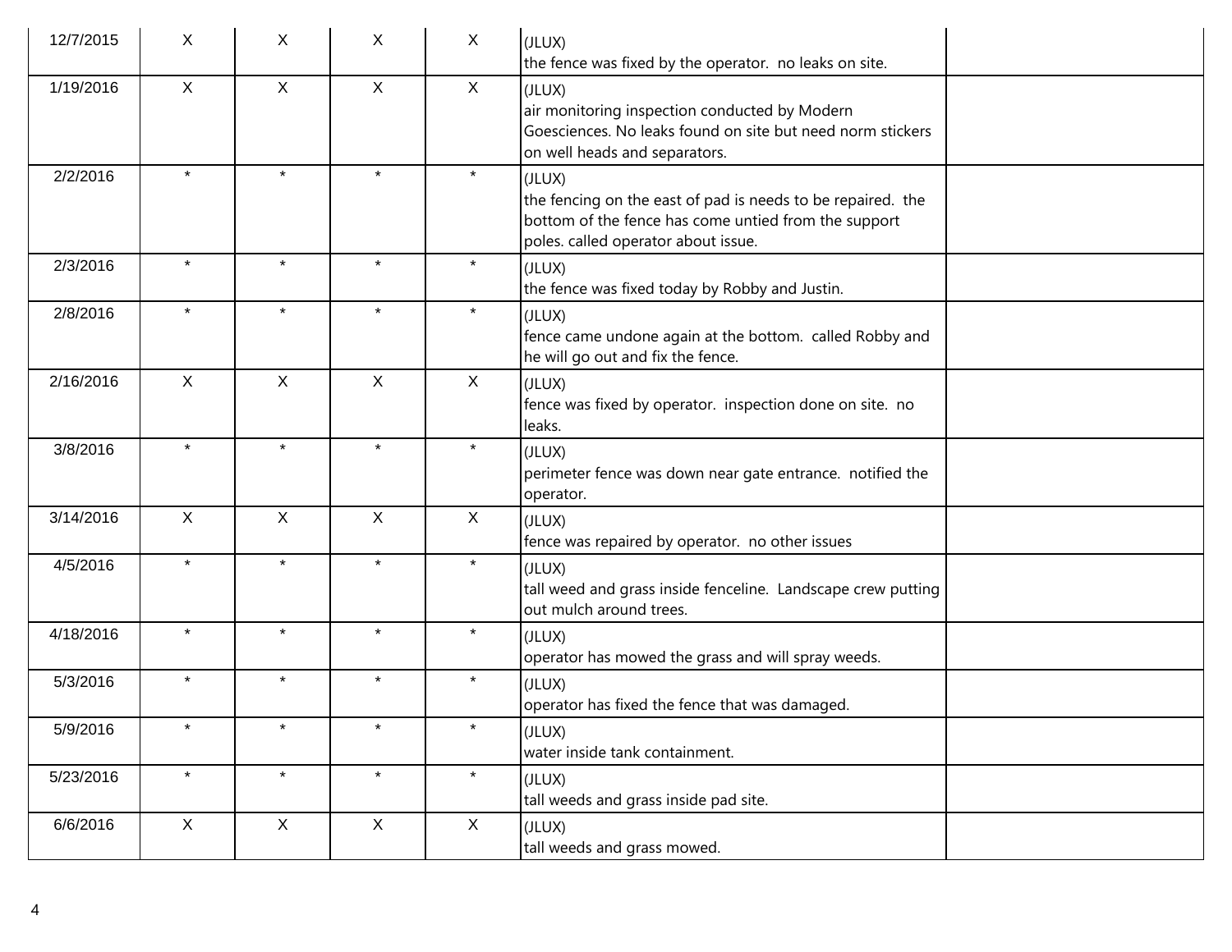| | | | | | | |
|---|---|---|---|---|---|---|
| 12/7/2015 | X | X | X | X | (JLUX)<br>the fence was fixed by the operator. no leaks on site. | |
| 1/19/2016 | X | X | X | X | (JLUX)<br>air monitoring inspection conducted by Modern Goesciences. No leaks found on site but need norm stickers on well heads and separators. | |
| 2/2/2016 | * | * | * | * | (JLUX)<br>the fencing on the east of pad is needs to be repaired. the bottom of the fence has come untied from the support poles. called operator about issue. | |
| 2/3/2016 | * | * | * | * | (JLUX)<br>the fence was fixed today by Robby and Justin. | |
| 2/8/2016 | * | * | * | * | (JLUX)<br>fence came undone again at the bottom. called Robby and he will go out and fix the fence. | |
| 2/16/2016 | X | X | X | X | (JLUX)<br>fence was fixed by operator. inspection done on site. no leaks. | |
| 3/8/2016 | * | * | * | * | (JLUX)<br>perimeter fence was down near gate entrance. notified the operator. | |
| 3/14/2016 | X | X | X | X | (JLUX)<br>fence was repaired by operator. no other issues | |
| 4/5/2016 | * | * | * | * | (JLUX)<br>tall weed and grass inside fenceline. Landscape crew putting out mulch around trees. | |
| 4/18/2016 | * | * | * | * | (JLUX)<br>operator has mowed the grass and will spray weeds. | |
| 5/3/2016 | * | * | * | * | (JLUX)<br>operator has fixed the fence that was damaged. | |
| 5/9/2016 | * | * | * | * | (JLUX)<br>water inside tank containment. | |
| 5/23/2016 | * | * | * | * | (JLUX)<br>tall weeds and grass inside pad site. | |
| 6/6/2016 | X | X | X | X | (JLUX)<br>tall weeds and grass mowed. | |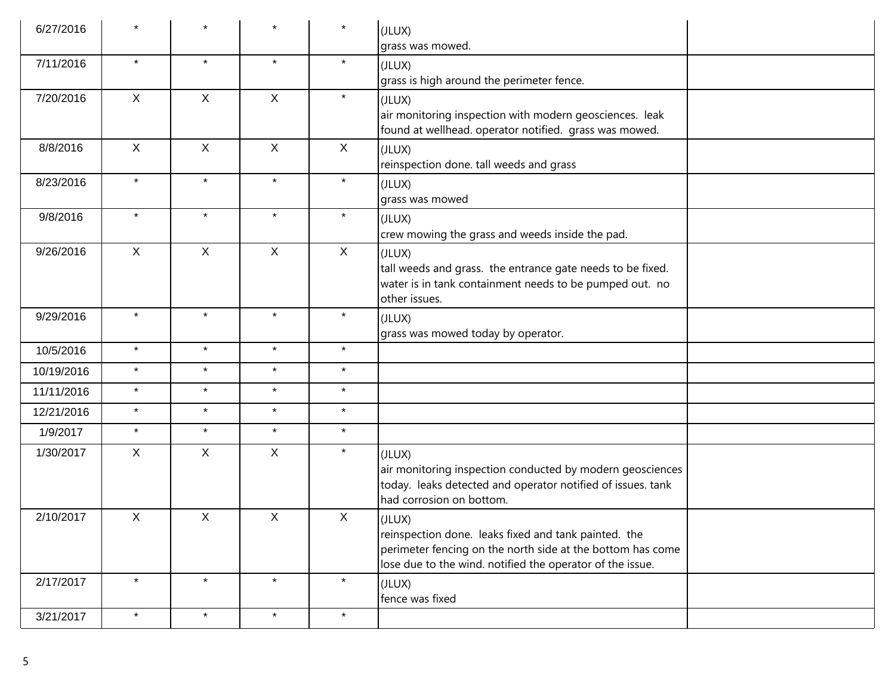| | | | | | | |
|---|---|---|---|---|---|---|
| 6/27/2016 | * | * | * | * | (JLUX)<br>grass was mowed. | |
| 7/11/2016 | * | * | * | * | (JLUX)<br>grass is high around the perimeter fence. | |
| 7/20/2016 | X | X | X | * | (JLUX)<br>air monitoring inspection with modern geosciences. leak found at wellhead. operator notified. grass was mowed. | |
| 8/8/2016 | X | X | X | X | (JLUX)<br>reinspection done. tall weeds and grass | |
| 8/23/2016 | * | * | * | * | (JLUX)<br>grass was mowed | |
| 9/8/2016 | * | * | * | * | (JLUX)<br>crew mowing the grass and weeds inside the pad. | |
| 9/26/2016 | X | X | X | X | (JLUX)<br>tall weeds and grass. the entrance gate needs to be fixed. water is in tank containment needs to be pumped out. no other issues. | |
| 9/29/2016 | * | * | * | * | (JLUX)<br>grass was mowed today by operator. | |
| 10/5/2016 | * | * | * | * | | |
| 10/19/2016 | * | * | * | * | | |
| 11/11/2016 | * | * | * | * | | |
| 12/21/2016 | * | * | * | * | | |
| 1/9/2017 | * | * | * | * | | |
| 1/30/2017 | X | X | X | * | (JLUX)<br>air monitoring inspection conducted by modern geosciences today. leaks detected and operator notified of issues. tank had corrosion on bottom. | |
| 2/10/2017 | X | X | X | X | (JLUX)<br>reinspection done. leaks fixed and tank painted. the perimeter fencing on the north side at the bottom has come lose due to the wind. notified the operator of the issue. | |
| 2/17/2017 | * | * | * | * | (JLUX)<br>fence was fixed | |
| 3/21/2017 | * | * | * | * | | |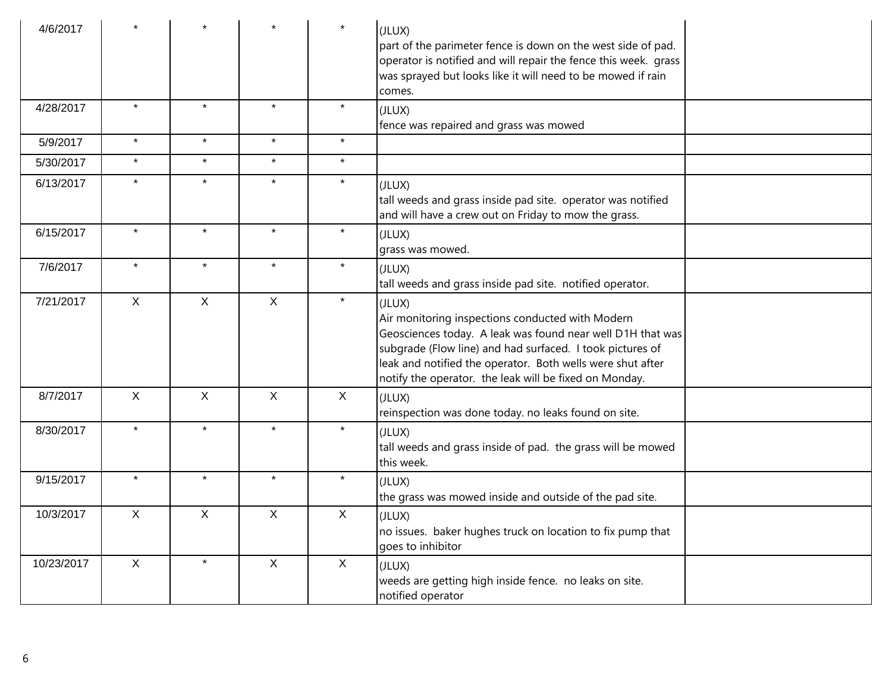| | | | | | | |
|---|---|---|---|---|---|---|
| 4/6/2017 | * | * | * | * | (JLUX)<br>part of the parimeter fence is down on the west side of pad. operator is notified and will repair the fence this week. grass was sprayed but looks like it will need to be mowed if rain comes. | |
| 4/28/2017 | * | * | * | * | (JLUX)<br>fence was repaired and grass was mowed | |
| 5/9/2017 | * | * | * | * | | |
| 5/30/2017 | * | * | * | * | | |
| 6/13/2017 | * | * | * | * | (JLUX)<br>tall weeds and grass inside pad site. operator was notified and will have a crew out on Friday to mow the grass. | |
| 6/15/2017 | * | * | * | * | (JLUX)<br>grass was mowed. | |
| 7/6/2017 | * | * | * | * | (JLUX)<br>tall weeds and grass inside pad site. notified operator. | |
| 7/21/2017 | X | X | X | * | (JLUX)<br>Air monitoring inspections conducted with Modern Geosciences today. A leak was found near well D1H that was subgrade (Flow line) and had surfaced. I took pictures of leak and notified the operator. Both wells were shut after notify the operator. the leak will be fixed on Monday. | |
| 8/7/2017 | X | X | X | X | (JLUX)<br>reinspection was done today. no leaks found on site. | |
| 8/30/2017 | * | * | * | * | (JLUX)<br>tall weeds and grass inside of pad. the grass will be mowed this week. | |
| 9/15/2017 | * | * | * | * | (JLUX)<br>the grass was mowed inside and outside of the pad site. | |
| 10/3/2017 | X | X | X | X | (JLUX)<br>no issues. baker hughes truck on location to fix pump that goes to inhibitor | |
| 10/23/2017 | X | * | X | X | (JLUX)<br>weeds are getting high inside fence. no leaks on site. notified operator | |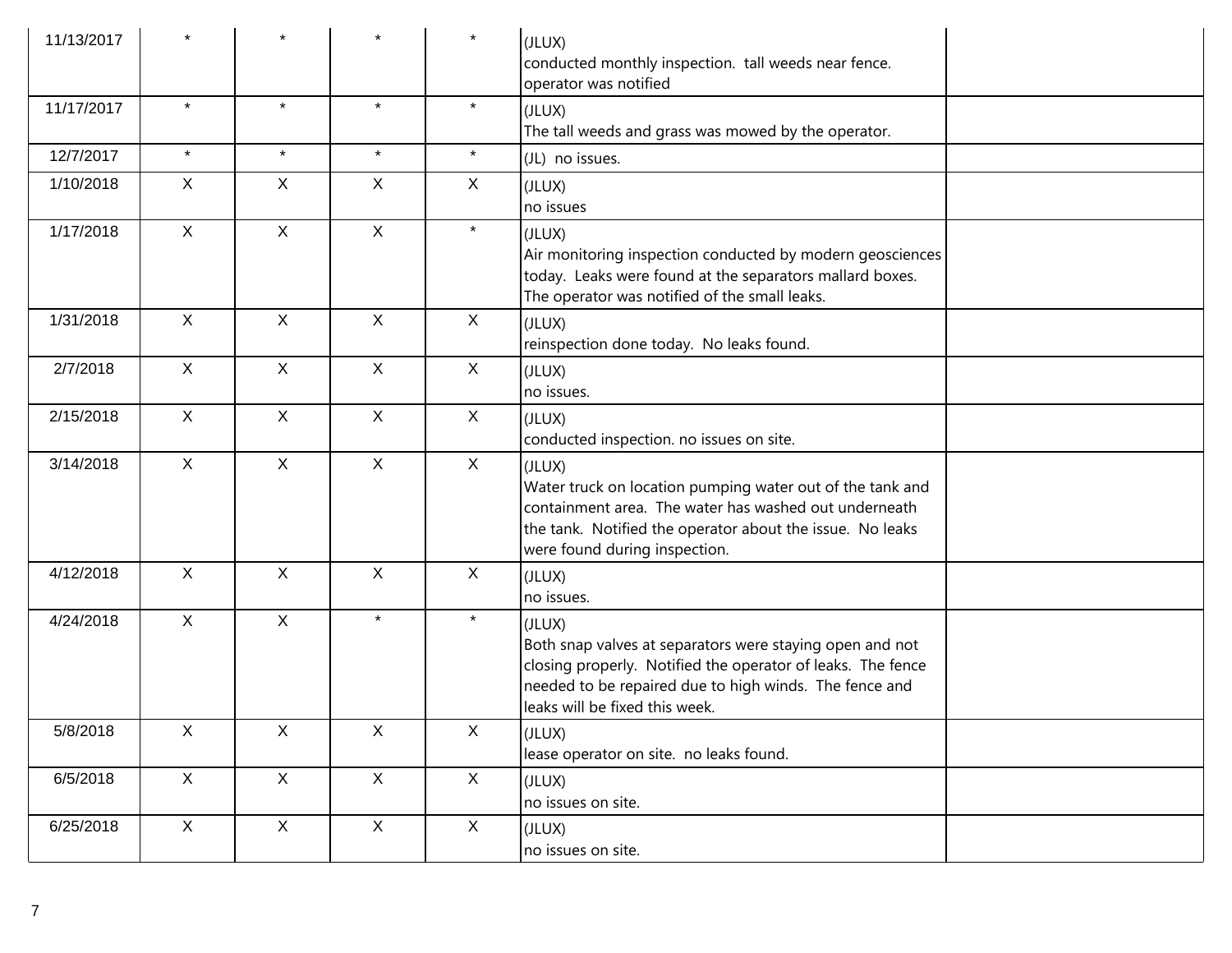| | | | | | | |
|---|---|---|---|---|---|---|
| 11/13/2017 | * | * | * | * | (JLUX)<br>conducted monthly inspection. tall weeds near fence. operator was notified | |
| 11/17/2017 | * | * | * | * | (JLUX)<br>The tall weeds and grass was mowed by the operator. | |
| 12/7/2017 | * | * | * | * | (JL) no issues. | |
| 1/10/2018 | X | X | X | X | (JLUX)<br>no issues | |
| 1/17/2018 | X | X | X | * | (JLUX)<br>Air monitoring inspection conducted by modern geosciences today. Leaks were found at the separators mallard boxes. The operator was notified of the small leaks. | |
| 1/31/2018 | X | X | X | X | (JLUX)<br>reinspection done today. No leaks found. | |
| 2/7/2018 | X | X | X | X | (JLUX)<br>no issues. | |
| 2/15/2018 | X | X | X | X | (JLUX)<br>conducted inspection. no issues on site. | |
| 3/14/2018 | X | X | X | X | (JLUX)<br>Water truck on location pumping water out of the tank and containment area. The water has washed out underneath the tank. Notified the operator about the issue. No leaks were found during inspection. | |
| 4/12/2018 | X | X | X | X | (JLUX)<br>no issues. | |
| 4/24/2018 | X | X | * | * | (JLUX)<br>Both snap valves at separators were staying open and not closing properly. Notified the operator of leaks. The fence needed to be repaired due to high winds. The fence and leaks will be fixed this week. | |
| 5/8/2018 | X | X | X | X | (JLUX)<br>lease operator on site. no leaks found. | |
| 6/5/2018 | X | X | X | X | (JLUX)<br>no issues on site. | |
| 6/25/2018 | X | X | X | X | (JLUX)<br>no issues on site. | |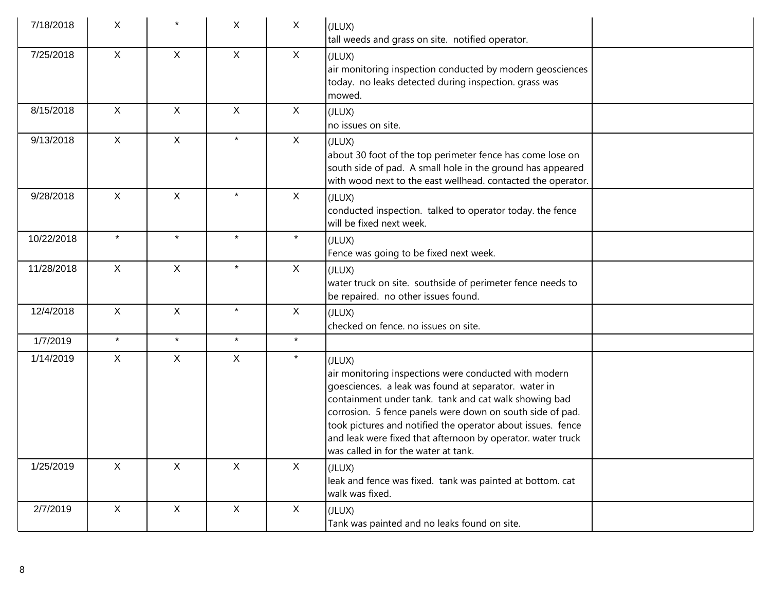| | | | | | | |
|---|---|---|---|---|---|---|
| 7/18/2018 | X | * | X | X | (JLUX)<br>tall weeds and grass on site. notified operator. | |
| 7/25/2018 | X | X | X | X | (JLUX)<br>air monitoring inspection conducted by modern geosciences today. no leaks detected during inspection. grass was mowed. | |
| 8/15/2018 | X | X | X | X | (JLUX)<br>no issues on site. | |
| 9/13/2018 | X | X | * | X | (JLUX)<br>about 30 foot of the top perimeter fence has come lose on south side of pad. A small hole in the ground has appeared with wood next to the east wellhead. contacted the operator. | |
| 9/28/2018 | X | X | * | X | (JLUX)<br>conducted inspection. talked to operator today. the fence will be fixed next week. | |
| 10/22/2018 | * | * | * | * | (JLUX)<br>Fence was going to be fixed next week. | |
| 11/28/2018 | X | X | * | X | (JLUX)<br>water truck on site. southside of perimeter fence needs to be repaired. no other issues found. | |
| 12/4/2018 | X | X | * | X | (JLUX)<br>checked on fence. no issues on site. | |
| 1/7/2019 | * | * | * | * | | |
| 1/14/2019 | X | X | X | * | (JLUX)<br>air monitoring inspections were conducted with modern goesciences. a leak was found at separator. water in containment under tank. tank and cat walk showing bad corrosion. 5 fence panels were down on south side of pad. took pictures and notified the operator about issues. fence and leak were fixed that afternoon by operator. water truck was called in for the water at tank. | |
| 1/25/2019 | X | X | X | X | (JLUX)<br>leak and fence was fixed. tank was painted at bottom. cat walk was fixed. | |
| 2/7/2019 | X | X | X | X | (JLUX)<br>Tank was painted and no leaks found on site. | |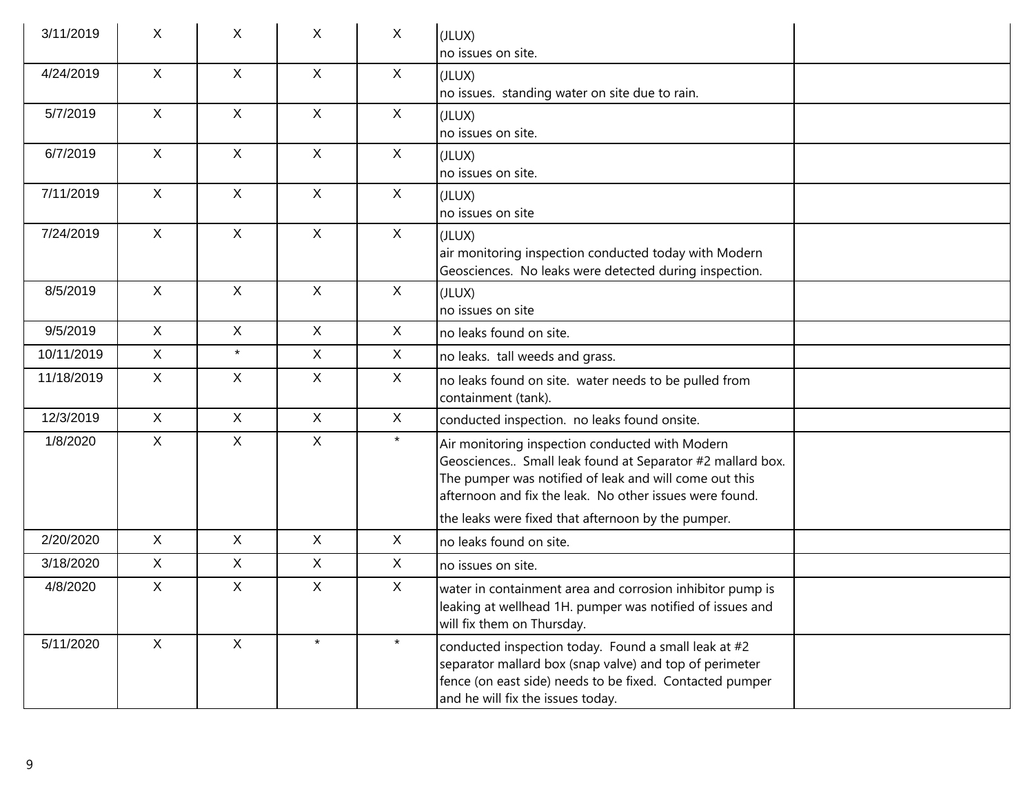| | | | | | | |
|---|---|---|---|---|---|---|
| 3/11/2019 | X | X | X | X | (JLUX)<br>no issues on site. | |
| 4/24/2019 | X | X | X | X | (JLUX)<br>no issues. standing water on site due to rain. | |
| 5/7/2019 | X | X | X | X | (JLUX)<br>no issues on site. | |
| 6/7/2019 | X | X | X | X | (JLUX)<br>no issues on site. | |
| 7/11/2019 | X | X | X | X | (JLUX)<br>no issues on site | |
| 7/24/2019 | X | X | X | X | (JLUX)<br>air monitoring inspection conducted today with Modern Geosciences. No leaks were detected during inspection. | |
| 8/5/2019 | X | X | X | X | (JLUX)<br>no issues on site | |
| 9/5/2019 | X | X | X | X | no leaks found on site. | |
| 10/11/2019 | X | * | X | X | no leaks. tall weeds and grass. | |
| 11/18/2019 | X | X | X | X | no leaks found on site. water needs to be pulled from containment (tank). | |
| 12/3/2019 | X | X | X | X | conducted inspection. no leaks found onsite. | |
| 1/8/2020 | X | X | X | * | Air monitoring inspection conducted with Modern Geosciences.. Small leak found at Separator #2 mallard box. The pumper was notified of leak and will come out this afternoon and fix the leak. No other issues were found.<br>the leaks were fixed that afternoon by the pumper. | |
| 2/20/2020 | X | X | X | X | no leaks found on site. | |
| 3/18/2020 | X | X | X | X | no issues on site. | |
| 4/8/2020 | X | X | X | X | water in containment area and corrosion inhibitor pump is leaking at wellhead 1H. pumper was notified of issues and will fix them on Thursday. | |
| 5/11/2020 | X | X | * | * | conducted inspection today. Found a small leak at #2 separator mallard box (snap valve) and top of perimeter fence (on east side) needs to be fixed. Contacted pumper and he will fix the issues today. | |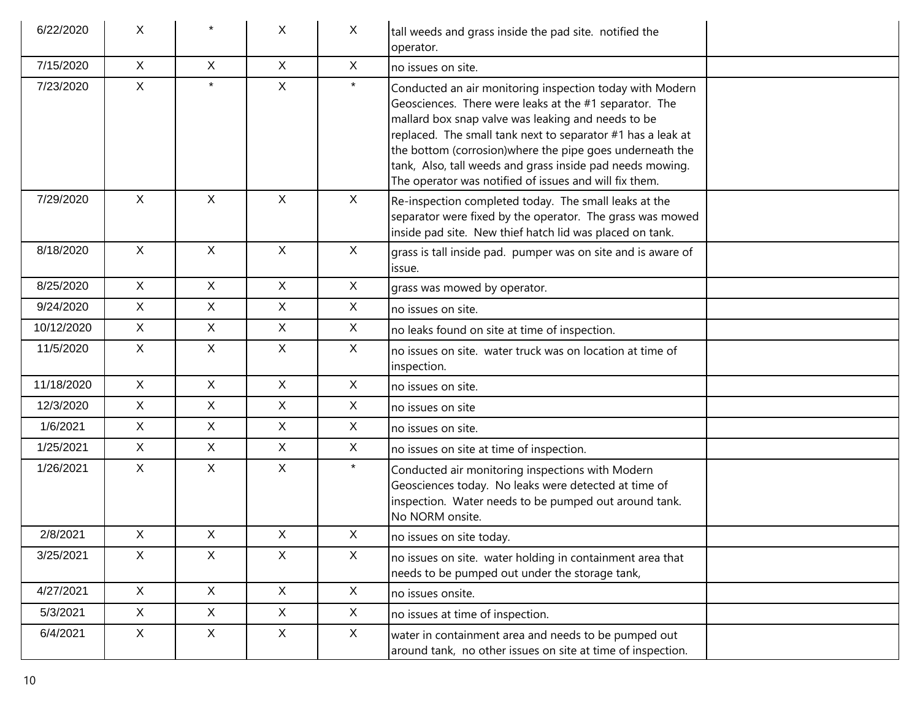| | | | | | | |
|---|---|---|---|---|---|---|
| 6/22/2020 | X | * | X | X | tall weeds and grass inside the pad site. notified the operator. | |
| 7/15/2020 | X | X | X | X | no issues on site. | |
| 7/23/2020 | X | * | X | * | Conducted an air monitoring inspection today with Modern Geosciences. There were leaks at the #1 separator. The mallard box snap valve was leaking and needs to be replaced. The small tank next to separator #1 has a leak at the bottom (corrosion)where the pipe goes underneath the tank, Also, tall weeds and grass inside pad needs mowing. The operator was notified of issues and will fix them. | |
| 7/29/2020 | X | X | X | X | Re-inspection completed today. The small leaks at the separator were fixed by the operator. The grass was mowed inside pad site. New thief hatch lid was placed on tank. | |
| 8/18/2020 | X | X | X | X | grass is tall inside pad. pumper was on site and is aware of issue. | |
| 8/25/2020 | X | X | X | X | grass was mowed by operator. | |
| 9/24/2020 | X | X | X | X | no issues on site. | |
| 10/12/2020 | X | X | X | X | no leaks found on site at time of inspection. | |
| 11/5/2020 | X | X | X | X | no issues on site. water truck was on location at time of inspection. | |
| 11/18/2020 | X | X | X | X | no issues on site. | |
| 12/3/2020 | X | X | X | X | no issues on site | |
| 1/6/2021 | X | X | X | X | no issues on site. | |
| 1/25/2021 | X | X | X | X | no issues on site at time of inspection. | |
| 1/26/2021 | X | X | X | * | Conducted air monitoring inspections with Modern Geosciences today. No leaks were detected at time of inspection. Water needs to be pumped out around tank. No NORM onsite. | |
| 2/8/2021 | X | X | X | X | no issues on site today. | |
| 3/25/2021 | X | X | X | X | no issues on site. water holding in containment area that needs to be pumped out under the storage tank, | |
| 4/27/2021 | X | X | X | X | no issues onsite. | |
| 5/3/2021 | X | X | X | X | no issues at time of inspection. | |
| 6/4/2021 | X | X | X | X | water in containment area and needs to be pumped out around tank, no other issues on site at time of inspection. | |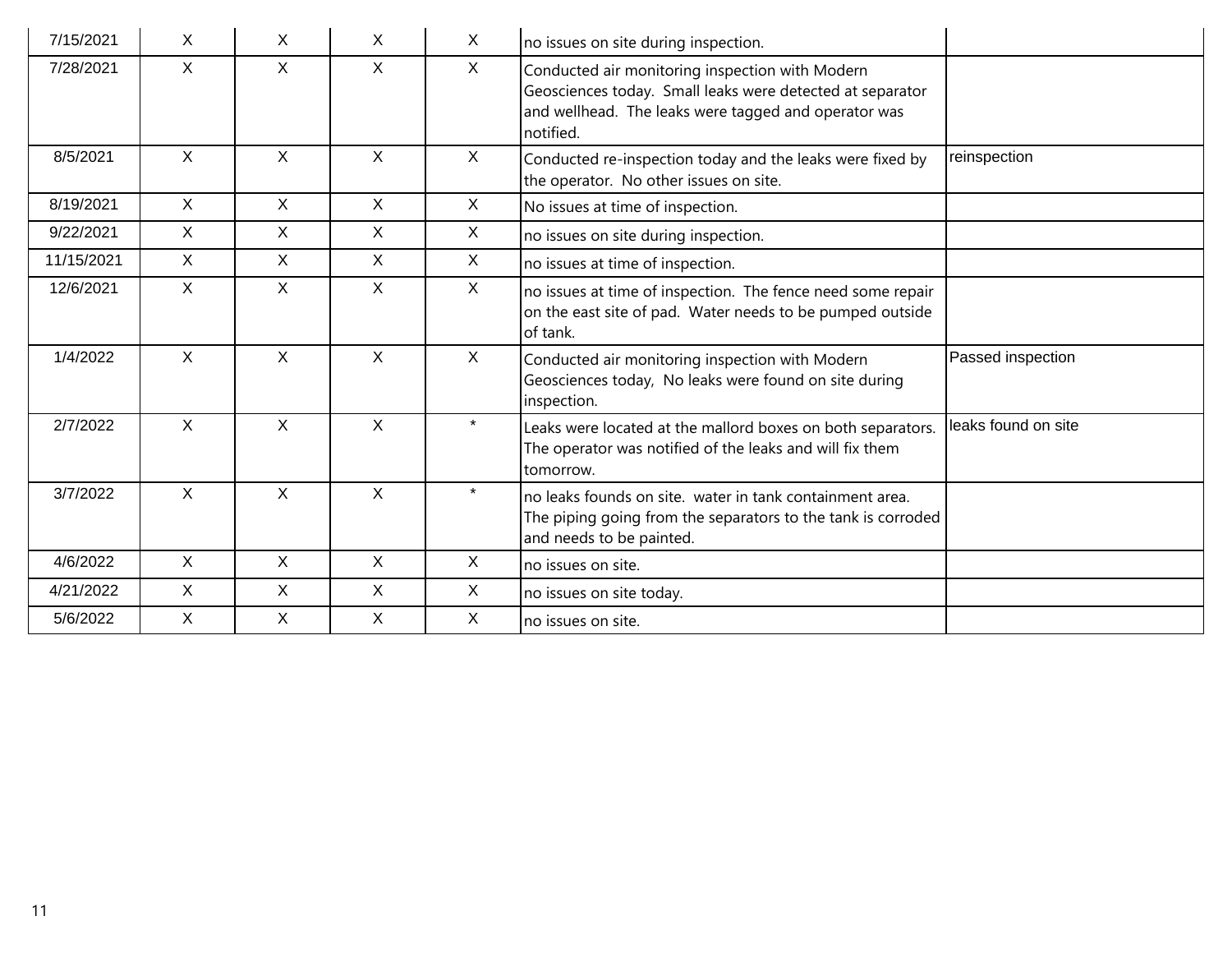| | | | | | | |
|---|---|---|---|---|---|---|
| 7/15/2021 | X | X | X | X | no issues on site during inspection. | |
| 7/28/2021 | X | X | X | X | Conducted air monitoring inspection with Modern Geosciences today. Small leaks were detected at separator and wellhead. The leaks were tagged and operator was notified. | |
| 8/5/2021 | X | X | X | X | Conducted re-inspection today and the leaks were fixed by the operator. No other issues on site. | reinspection |
| 8/19/2021 | X | X | X | X | No issues at time of inspection. | |
| 9/22/2021 | X | X | X | X | no issues on site during inspection. | |
| 11/15/2021 | X | X | X | X | no issues at time of inspection. | |
| 12/6/2021 | X | X | X | X | no issues at time of inspection. The fence need some repair on the east site of pad. Water needs to be pumped outside of tank. | |
| 1/4/2022 | X | X | X | X | Conducted air monitoring inspection with Modern Geosciences today, No leaks were found on site during inspection. | Passed inspection |
| 2/7/2022 | X | X | X | * | Leaks were located at the mallord boxes on both separators. The operator was notified of the leaks and will fix them tomorrow. | leaks found on site |
| 3/7/2022 | X | X | X | * | no leaks founds on site. water in tank containment area. The piping going from the separators to the tank is corroded and needs to be painted. | |
| 4/6/2022 | X | X | X | X | no issues on site. | |
| 4/21/2022 | X | X | X | X | no issues on site today. | |
| 5/6/2022 | X | X | X | X | no issues on site. | |